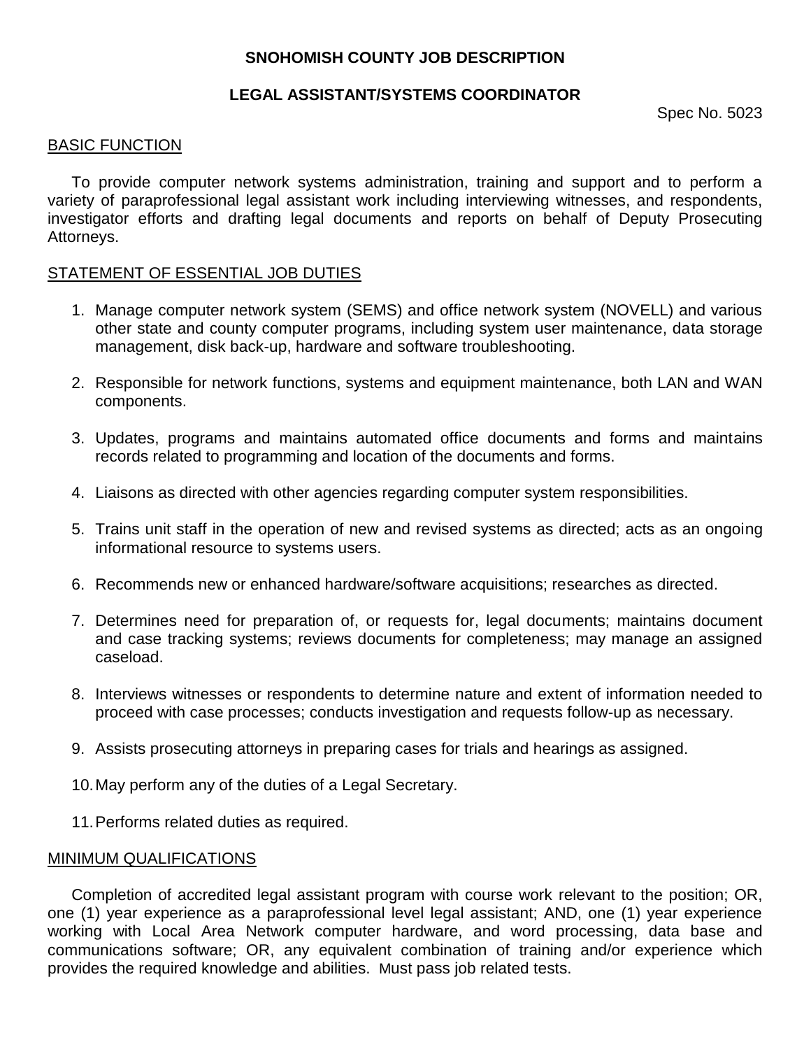# SNOHOMISH COUNTY JOB DESCRIPTION

## LEGAL ASSISTANT/SYSTEMS COORDINATOR

Spec No. 5023

### BASIC FUNCTION

To provide computer network systems administration, training and support and to perform a variety of paraprofessional legal assistant work including interviewing witnesses, and respondents, investigator efforts and drafting legal documents and reports on behalf of Deputy Prosecuting Attorneys.

### STATEMENT OF ESSENTIAL JOB DUTIES

1. Manage computer network system (SEMS) and office network system (NOVELL) and various other state and county computer programs, including system user maintenance, data storage management, disk back-up, hardware and software troubleshooting.
2. Responsible for network functions, systems and equipment maintenance, both LAN and WAN components.
3. Updates, programs and maintains automated office documents and forms and maintains records related to programming and location of the documents and forms.
4. Liaisons as directed with other agencies regarding computer system responsibilities.
5. Trains unit staff in the operation of new and revised systems as directed; acts as an ongoing informational resource to systems users.
6. Recommends new or enhanced hardware/software acquisitions; researches as directed.
7. Determines need for preparation of, or requests for, legal documents; maintains document and case tracking systems; reviews documents for completeness; may manage an assigned caseload.
8. Interviews witnesses or respondents to determine nature and extent of information needed to proceed with case processes; conducts investigation and requests follow-up as necessary.
9. Assists prosecuting attorneys in preparing cases for trials and hearings as assigned.
10. May perform any of the duties of a Legal Secretary.
11. Performs related duties as required.

### MINIMUM QUALIFICATIONS

Completion of accredited legal assistant program with course work relevant to the position; OR, one (1) year experience as a paraprofessional level legal assistant; AND, one (1) year experience working with Local Area Network computer hardware, and word processing, data base and communications software; OR, any equivalent combination of training and/or experience which provides the required knowledge and abilities. Must pass job related tests.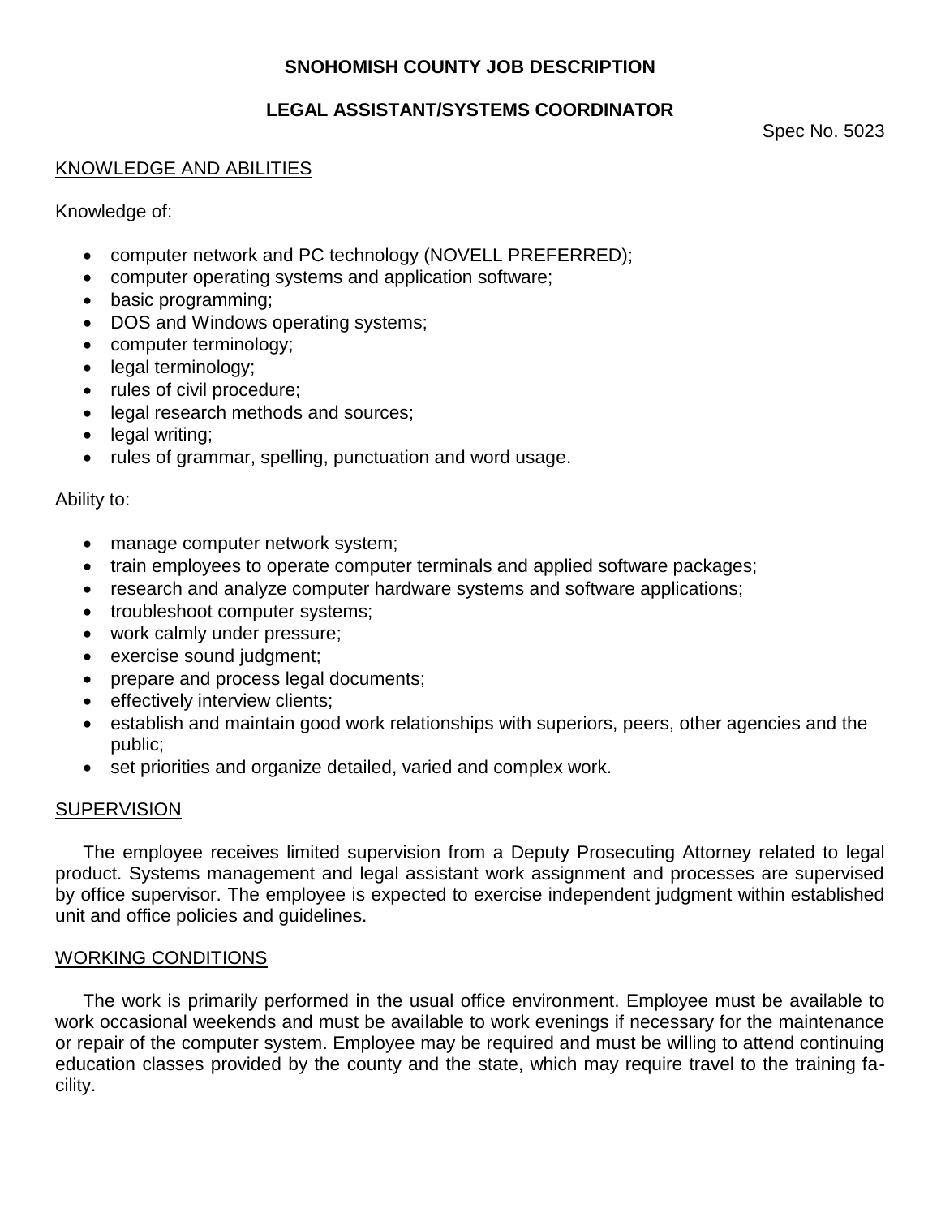# SNOHOMISH COUNTY JOB DESCRIPTION

## LEGAL ASSISTANT/SYSTEMS COORDINATOR

Spec No. 5023

### KNOWLEDGE AND ABILITIES

Knowledge of:

- computer network and PC technology (NOVELL PREFERRED);
- computer operating systems and application software;
- basic programming;
- DOS and Windows operating systems;
- computer terminology;
- legal terminology;
- rules of civil procedure;
- legal research methods and sources;
- legal writing;
- rules of grammar, spelling, punctuation and word usage.

Ability to:

- manage computer network system;
- train employees to operate computer terminals and applied software packages;
- research and analyze computer hardware systems and software applications;
- troubleshoot computer systems;
- work calmly under pressure;
- exercise sound judgment;
- prepare and process legal documents;
- effectively interview clients;
- establish and maintain good work relationships with superiors, peers, other agencies and the public;
- set priorities and organize detailed, varied and complex work.

### SUPERVISION

The employee receives limited supervision from a Deputy Prosecuting Attorney related to legal product. Systems management and legal assistant work assignment and processes are supervised by office supervisor. The employee is expected to exercise independent judgment within established unit and office policies and guidelines.

### WORKING CONDITIONS

The work is primarily performed in the usual office environment. Employee must be available to work occasional weekends and must be available to work evenings if necessary for the maintenance or repair of the computer system. Employee may be required and must be willing to attend continuing education classes provided by the county and the state, which may require travel to the training facility.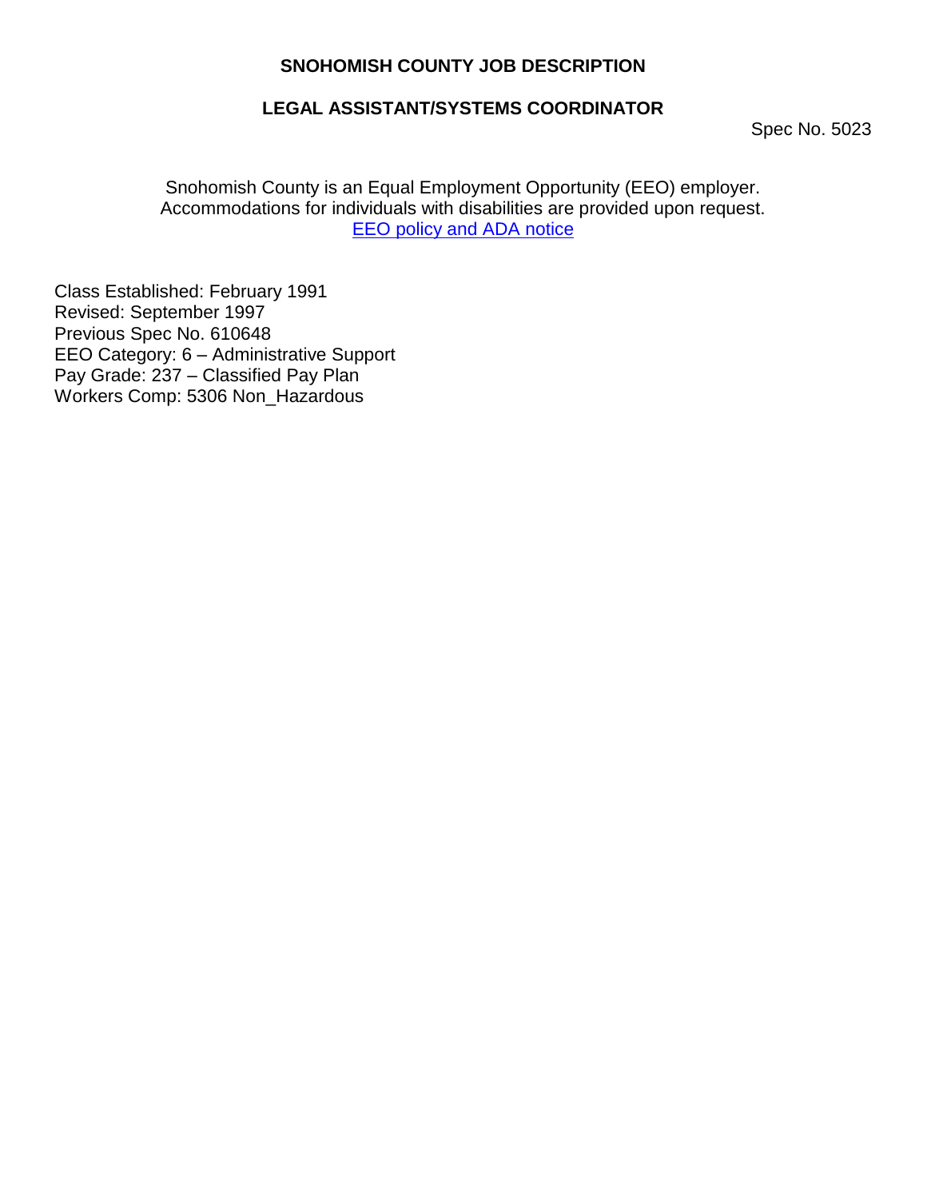**SNOHOMISH COUNTY JOB DESCRIPTION**

**LEGAL ASSISTANT/SYSTEMS COORDINATOR**

Spec No. 5023

Snohomish County is an Equal Employment Opportunity (EEO) employer.
Accommodations for individuals with disabilities are provided upon request.
[EEO policy and ADA notice]

Class Established: February 1991
Revised: September 1997
Previous Spec No. 610648
EEO Category: 6 – Administrative Support
Pay Grade: 237 – Classified Pay Plan
Workers Comp: 5306 Non_Hazardous